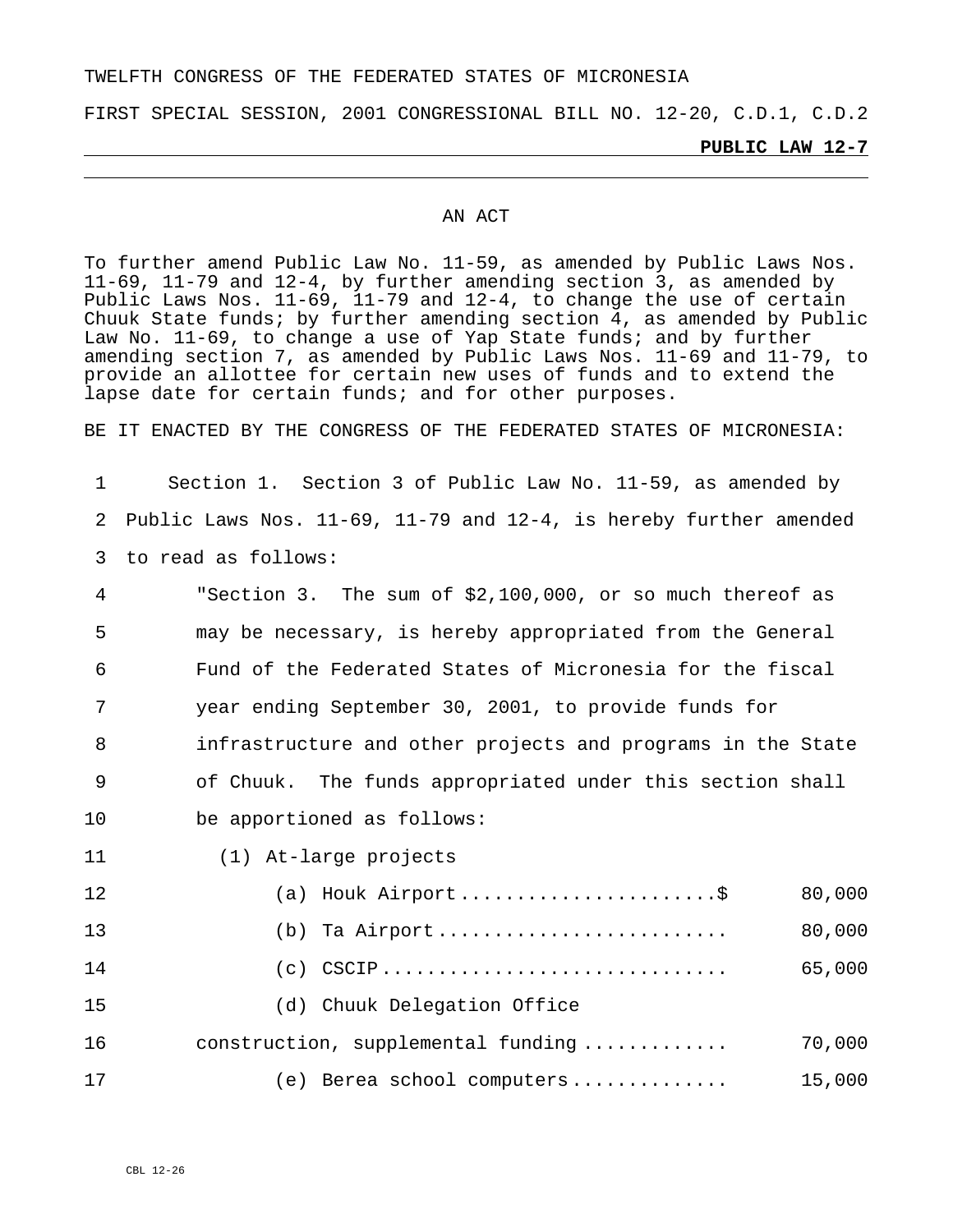TWELFTH CONGRESS OF THE FEDERATED STATES OF MICRONESIA

FIRST SPECIAL SESSION, 2001 CONGRESSIONAL BILL NO. 12-20, C.D.1, C.D.2

**PUBLIC LAW 12-7**

AN ACT

To further amend Public Law No. 11-59, as amended by Public Laws Nos. 11-69, 11-79 and 12-4, by further amending section 3, as amended by Public Laws Nos. 11-69, 11-79 and 12-4, to change the use of certain Chuuk State funds; by further amending section 4, as amended by Public Law No. 11-69, to change a use of Yap State funds; and by further amending section 7, as amended by Public Laws Nos. 11-69 and 11-79, to provide an allottee for certain new uses of funds and to extend the lapse date for certain funds; and for other purposes.

BE IT ENACTED BY THE CONGRESS OF THE FEDERATED STATES OF MICRONESIA:

1 Section 1. Section 3 of Public Law No. 11-59, as amended by
2 Public Laws Nos. 11-69, 11-79 and 12-4, is hereby further amended
3 to read as follows:
4 "Section 3. The sum of $2,100,000, or so much thereof as
5 may be necessary, is hereby appropriated from the General
6 Fund of the Federated States of Micronesia for the fiscal
7 year ending September 30, 2001, to provide funds for
8 infrastructure and other projects and programs in the State
9 of Chuuk. The funds appropriated under this section shall
10 be apportioned as follows:
11 (1) At-large projects
12 (a) Houk Airport ....................... $ 80,000
13 (b) Ta Airport .......................... 80,000
14 (c) CSCIP ............................... 65,000
15 (d) Chuuk Delegation Office
16 construction, supplemental funding ............. 70,000
17 (e) Berea school computers .............. 15,000

CBL 12-26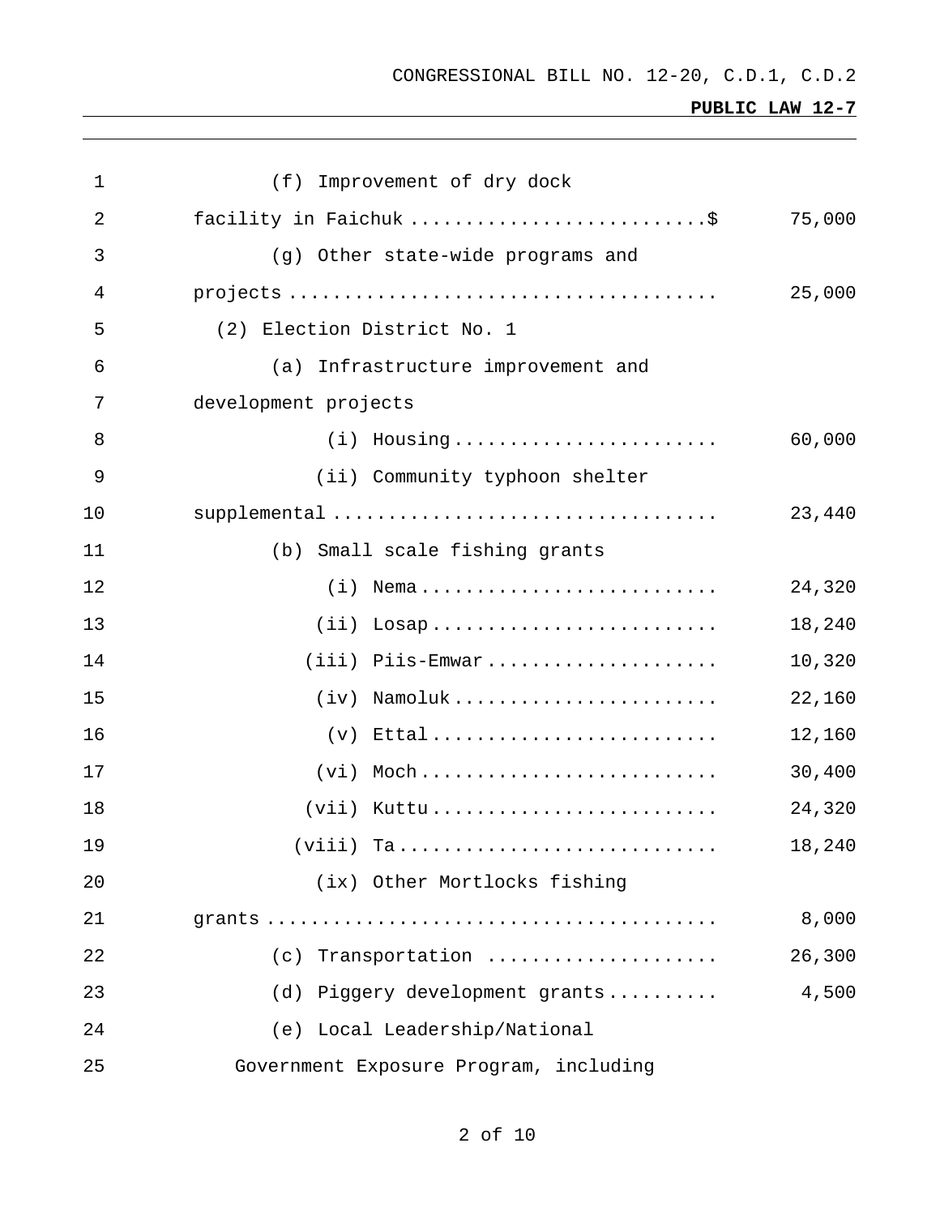(f) Improvement of dry dock facility in Faichuk ..........................$ 75,000

(g) Other state-wide programs and projects ...................................... 25,000

(2) Election District No. 1

(a) Infrastructure improvement and development projects

(i) Housing ........................ 60,000

(ii) Community typhoon shelter supplemental .................................. 23,440

(b) Small scale fishing grants

(i) Nema ........................... 24,320

(ii) Losap .......................... 18,240

(iii) Piis-Emwar ..................... 10,320

(iv) Namoluk ........................ 22,160

(v) Ettal .......................... 12,160

(vi) Moch ........................... 30,400

(vii) Kuttu .......................... 24,320

(viii) Ta ............................. 18,240

(ix) Other Mortlocks fishing grants ........................................ 8,000

(c) Transportation .................... 26,300

(d) Piggery development grants .......... 4,500

(e) Local Leadership/National Government Exposure Program, including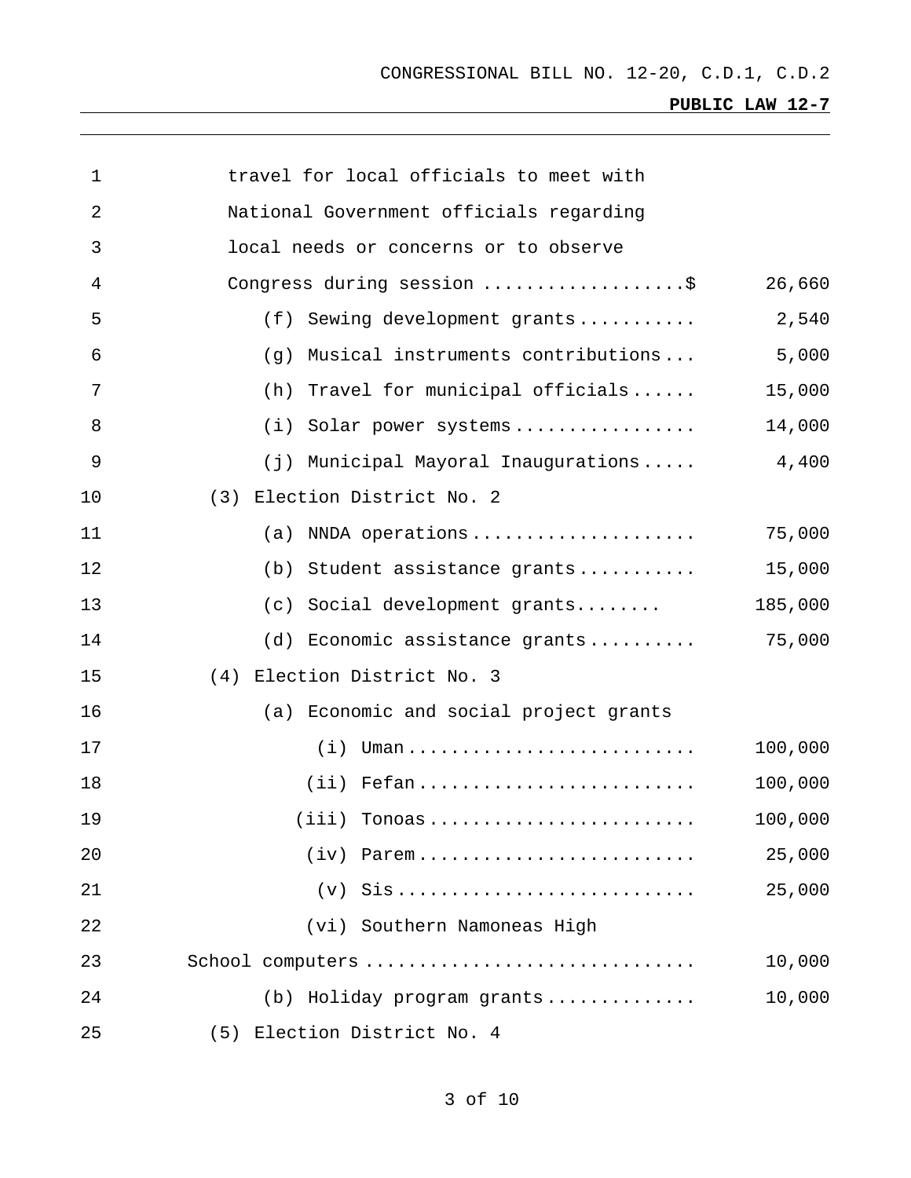travel for local officials to meet with National Government officials regarding local needs or concerns or to observe Congress during session ..................$ 26,660

(f) Sewing development grants........... 2,540

(g) Musical instruments contributions... 5,000

(h) Travel for municipal officials...... 15,000

(i) Solar power systems................. 14,000

(j) Municipal Mayoral Inaugurations..... 4,400

(3) Election District No. 2

(a) NNDA operations..................... 75,000

(b) Student assistance grants........... 15,000

(c) Social development grants........ 185,000

(d) Economic assistance grants.......... 75,000

(4) Election District No. 3

(a) Economic and social project grants

(i) Uman........................... 100,000

(ii) Fefan.......................... 100,000

(iii) Tonoas......................... 100,000

(iv) Parem.......................... 25,000

(v) Sis............................ 25,000

(vi) Southern Namoneas High School computers.............................. 10,000

(b) Holiday program grants.............. 10,000

(5) Election District No. 4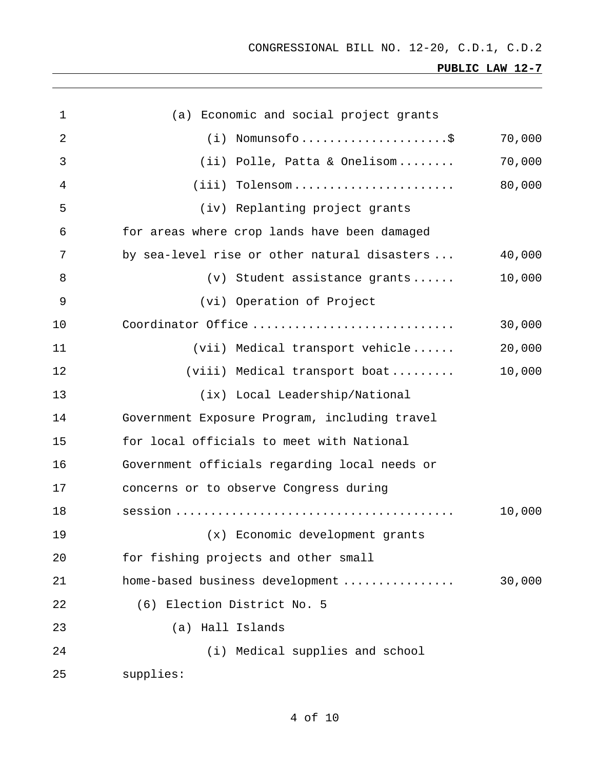(a) Economic and social project grants

(i) Nomunsofo....................$ 70,000

(ii) Polle, Patta & Onelisom........ 70,000

(iii) Tolensom....................... 80,000

(iv) Replanting project grants for areas where crop lands have been damaged by sea-level rise or other natural disasters... 40,000

(v) Student assistance grants...... 10,000

(vi) Operation of Project Coordinator Office............................ 30,000

(vii) Medical transport vehicle...... 20,000

(viii) Medical transport boat......... 10,000

(ix) Local Leadership/National Government Exposure Program, including travel for local officials to meet with National Government officials regarding local needs or concerns or to observe Congress during session........................................ 10,000

(x) Economic development grants for fishing projects and other small home-based business development................ 30,000

(6) Election District No. 5

(a) Hall Islands

(i) Medical supplies and school supplies: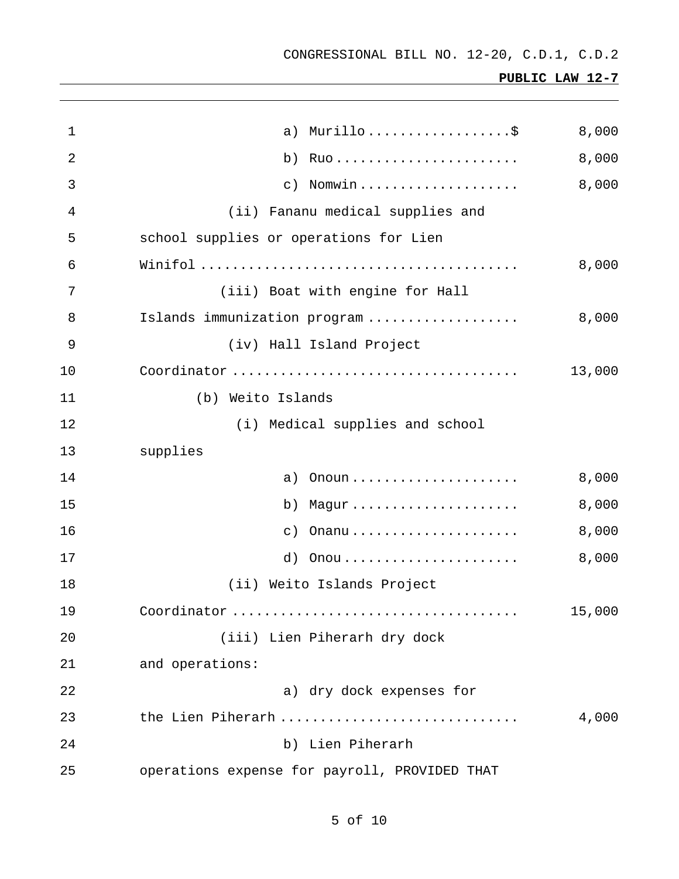a) Murillo..................$ 8,000

b) Ruo....................... 8,000

c) Nomwin.................... 8,000

(ii) Fananu medical supplies and school supplies or operations for Lien Winifol ........................................ 8,000

(iii) Boat with engine for Hall Islands immunization program ................... 8,000

(iv) Hall Island Project Coordinator .................................... 13,000

(b) Weito Islands

(i) Medical supplies and school supplies

a) Onoun..................... 8,000

b) Magur..................... 8,000

c) Onanu..................... 8,000

d) Onou...................... 8,000

(ii) Weito Islands Project Coordinator .................................... 15,000

(iii) Lien Piherarh dry dock and operations:

a) dry dock expenses for the Lien Piherarh .............................. 4,000

b) Lien Piherarh operations expense for payroll, PROVIDED THAT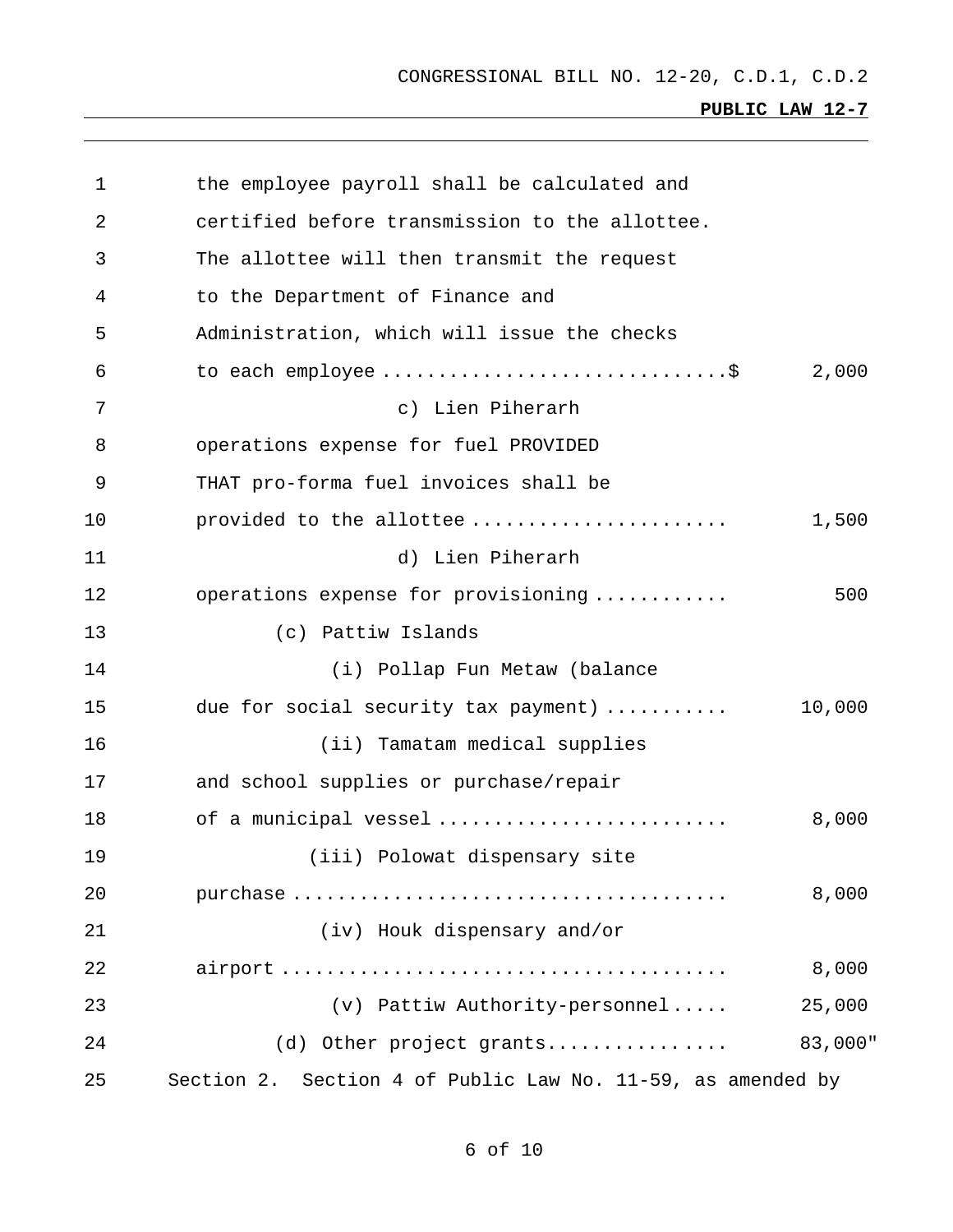the employee payroll shall be calculated and certified before transmission to the allottee. The allottee will then transmit the request to the Department of Finance and Administration, which will issue the checks to each employee ..............................$ 2,000

c) Lien Piherarh operations expense for fuel PROVIDED THAT pro-forma fuel invoices shall be provided to the allottee ....................... 1,500

d) Lien Piherarh operations expense for provisioning ............ 500

(c) Pattiw Islands

(i) Pollap Fun Metaw (balance due for social security tax payment) ........... 10,000

(ii) Tamatam medical supplies and school supplies or purchase/repair of a municipal vessel .......................... 8,000

(iii) Polowat dispensary site purchase ....................................... 8,000

(iv) Houk dispensary and/or airport ........................................ 8,000

(v) Pattiw Authority-personnel ..... 25,000

(d) Other project grants................ 83,000"

Section 2. Section 4 of Public Law No. 11-59, as amended by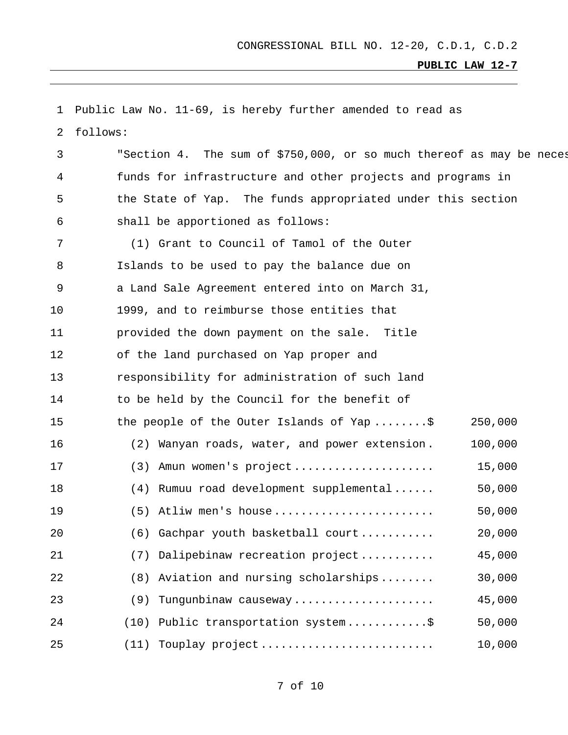Public Law No. 11-69, is hereby further amended to read as follows:

"Section 4. The sum of $750,000, or so much thereof as may be neces funds for infrastructure and other projects and programs in the State of Yap. The funds appropriated under this section shall be apportioned as follows:

| | |
|---|---|
| (1) Grant to Council of Tamol of the Outer Islands to be used to pay the balance due on a Land Sale Agreement entered into on March 31, 1999, and to reimburse those entities that provided the down payment on the sale. Title of the land purchased on Yap proper and responsibility for administration of such land to be held by the Council for the benefit of the people of the Outer Islands of Yap ........$ | 250,000 |
| (2) Wanyan roads, water, and power extension . | 100,000 |
| (3) Amun women's project .................... | 15,000 |
| (4) Rumuu road development supplemental ...... | 50,000 |
| (5) Atliw men's house ....................... | 50,000 |
| (6) Gachpar youth basketball court ........... | 20,000 |
| (7) Dalipebinaw recreation project ........... | 45,000 |
| (8) Aviation and nursing scholarships ........ | 30,000 |
| (9) Tungunbinaw causeway .................... | 45,000 |
| (10) Public transportation system ...........$ | 50,000 |
| (11) Touplay project ......................... | 10,000 |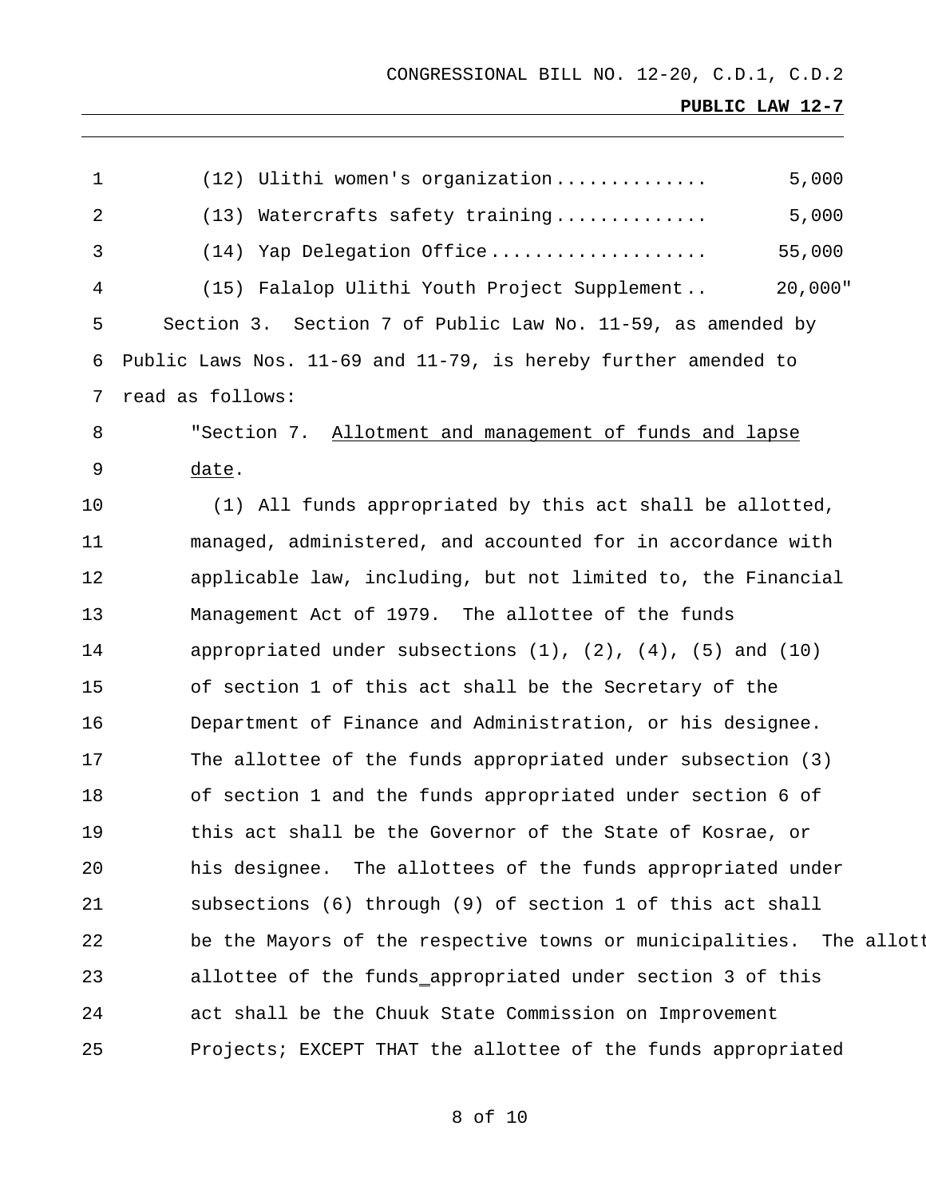(12) Ulithi women's organization............. 5,000

(13) Watercrafts safety training............. 5,000

(14) Yap Delegation Office................... 55,000

(15) Falalop Ulithi Youth Project Supplement.. 20,000"

Section 3. Section 7 of Public Law No. 11-59, as amended by Public Laws Nos. 11-69 and 11-79, is hereby further amended to read as follows:

"Section 7. Allotment and management of funds and lapse date.

(1) All funds appropriated by this act shall be allotted, managed, administered, and accounted for in accordance with applicable law, including, but not limited to, the Financial Management Act of 1979. The allottee of the funds appropriated under subsections (1), (2), (4), (5) and (10) of section 1 of this act shall be the Secretary of the Department of Finance and Administration, or his designee. The allottee of the funds appropriated under subsection (3) of section 1 and the funds appropriated under section 6 of this act shall be the Governor of the State of Kosrae, or his designee. The allottees of the funds appropriated under subsections (6) through (9) of section 1 of this act shall be the Mayors of the respective towns or municipalities. The allott allottee of the funds appropriated under section 3 of this act shall be the Chuuk State Commission on Improvement Projects; EXCEPT THAT the allottee of the funds appropriated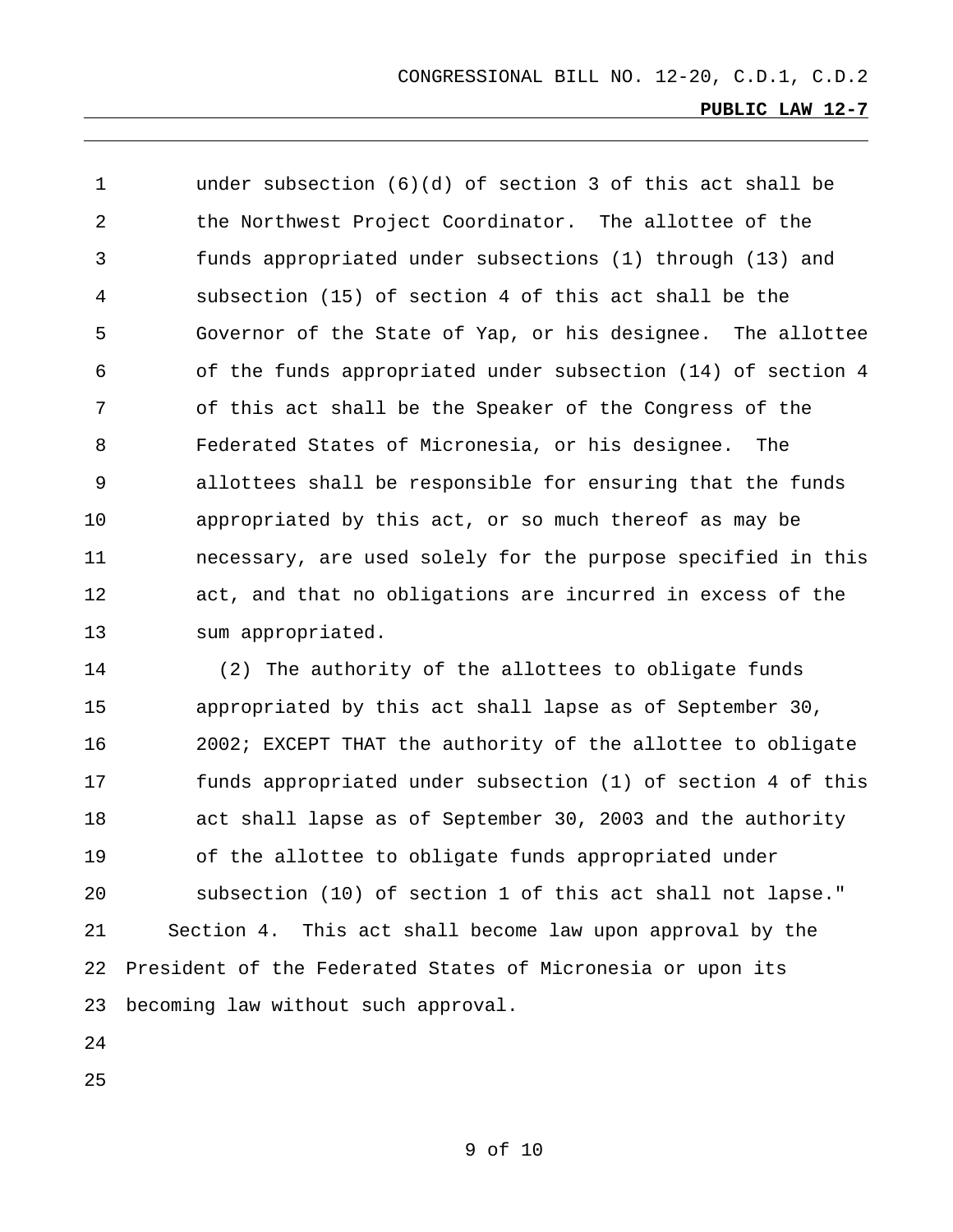under subsection (6)(d) of section 3 of this act shall be the Northwest Project Coordinator. The allottee of the funds appropriated under subsections (1) through (13) and subsection (15) of section 4 of this act shall be the Governor of the State of Yap, or his designee. The allottee of the funds appropriated under subsection (14) of section 4 of this act shall be the Speaker of the Congress of the Federated States of Micronesia, or his designee. The allottees shall be responsible for ensuring that the funds appropriated by this act, or so much thereof as may be necessary, are used solely for the purpose specified in this act, and that no obligations are incurred in excess of the sum appropriated.

(2) The authority of the allottees to obligate funds appropriated by this act shall lapse as of September 30, 2002; EXCEPT THAT the authority of the allottee to obligate funds appropriated under subsection (1) of section 4 of this act shall lapse as of September 30, 2003 and the authority of the allottee to obligate funds appropriated under subsection (10) of section 1 of this act shall not lapse."

Section 4. This act shall become law upon approval by the President of the Federated States of Micronesia or upon its becoming law without such approval.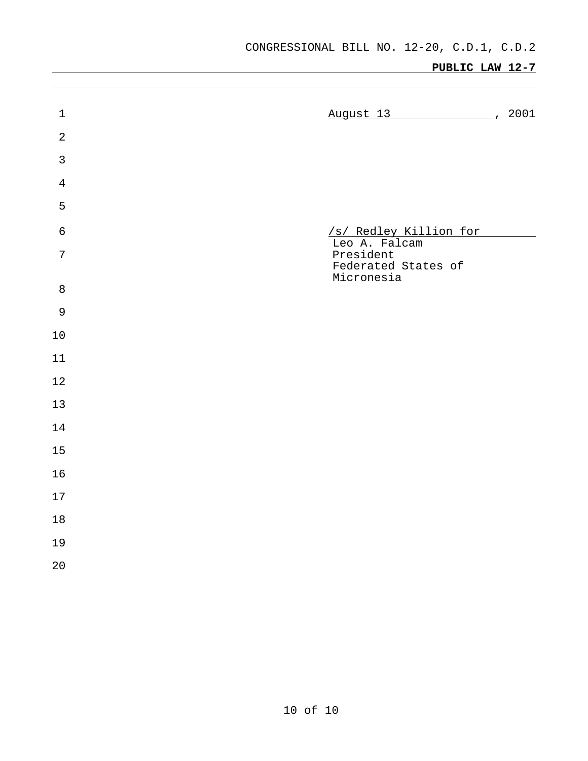August 13, 2001

/s/ Redley Killion for
Leo A. Falcam
President
Federated States of Micronesia